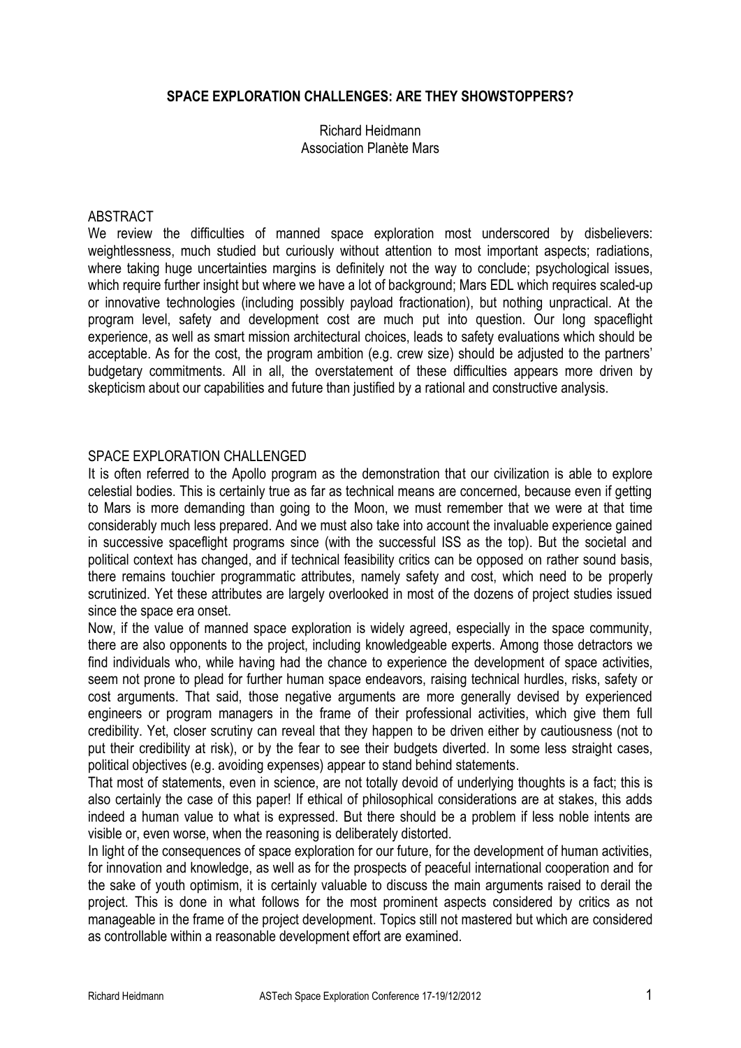# SPACE EXPLORATION CHALLENGES: ARE THEY SHOWSTOPPERS?

Richard Heidmann
Association Planète Mars

## ABSTRACT

We review the difficulties of manned space exploration most underscored by disbelievers: weightlessness, much studied but curiously without attention to most important aspects; radiations, where taking huge uncertainties margins is definitely not the way to conclude; psychological issues, which require further insight but where we have a lot of background; Mars EDL which requires scaled-up or innovative technologies (including possibly payload fractionation), but nothing unpractical. At the program level, safety and development cost are much put into question. Our long spaceflight experience, as well as smart mission architectural choices, leads to safety evaluations which should be acceptable. As for the cost, the program ambition (e.g. crew size) should be adjusted to the partners' budgetary commitments. All in all, the overstatement of these difficulties appears more driven by skepticism about our capabilities and future than justified by a rational and constructive analysis.

## SPACE EXPLORATION CHALLENGED

It is often referred to the Apollo program as the demonstration that our civilization is able to explore celestial bodies. This is certainly true as far as technical means are concerned, because even if getting to Mars is more demanding than going to the Moon, we must remember that we were at that time considerably much less prepared. And we must also take into account the invaluable experience gained in successive spaceflight programs since (with the successful ISS as the top). But the societal and political context has changed, and if technical feasibility critics can be opposed on rather sound basis, there remains toucher programmatic attributes, namely safety and cost, which need to be properly scrutinized. Yet these attributes are largely overlooked in most of the dozens of project studies issued since the space era onset.

Now, if the value of manned space exploration is widely agreed, especially in the space community, there are also opponents to the project, including knowledgeable experts. Among those detractors we find individuals who, while having had the chance to experience the development of space activities, seem not prone to plead for further human space endeavors, raising technical hurdles, risks, safety or cost arguments. That said, those negative arguments are more generally devised by experienced engineers or program managers in the frame of their professional activities, which give them full credibility. Yet, closer scrutiny can reveal that they happen to be driven either by cautiousness (not to put their credibility at risk), or by the fear to see their budgets diverted. In some less straight cases, political objectives (e.g. avoiding expenses) appear to stand behind statements.

That most of statements, even in science, are not totally devoid of underlying thoughts is a fact; this is also certainly the case of this paper! If ethical of philosophical considerations are at stakes, this adds indeed a human value to what is expressed. But there should be a problem if less noble intents are visible or, even worse, when the reasoning is deliberately distorted.

In light of the consequences of space exploration for our future, for the development of human activities, for innovation and knowledge, as well as for the prospects of peaceful international cooperation and for the sake of youth optimism, it is certainly valuable to discuss the main arguments raised to derail the project. This is done in what follows for the most prominent aspects considered by critics as not manageable in the frame of the project development. Topics still not mastered but which are considered as controllable within a reasonable development effort are examined.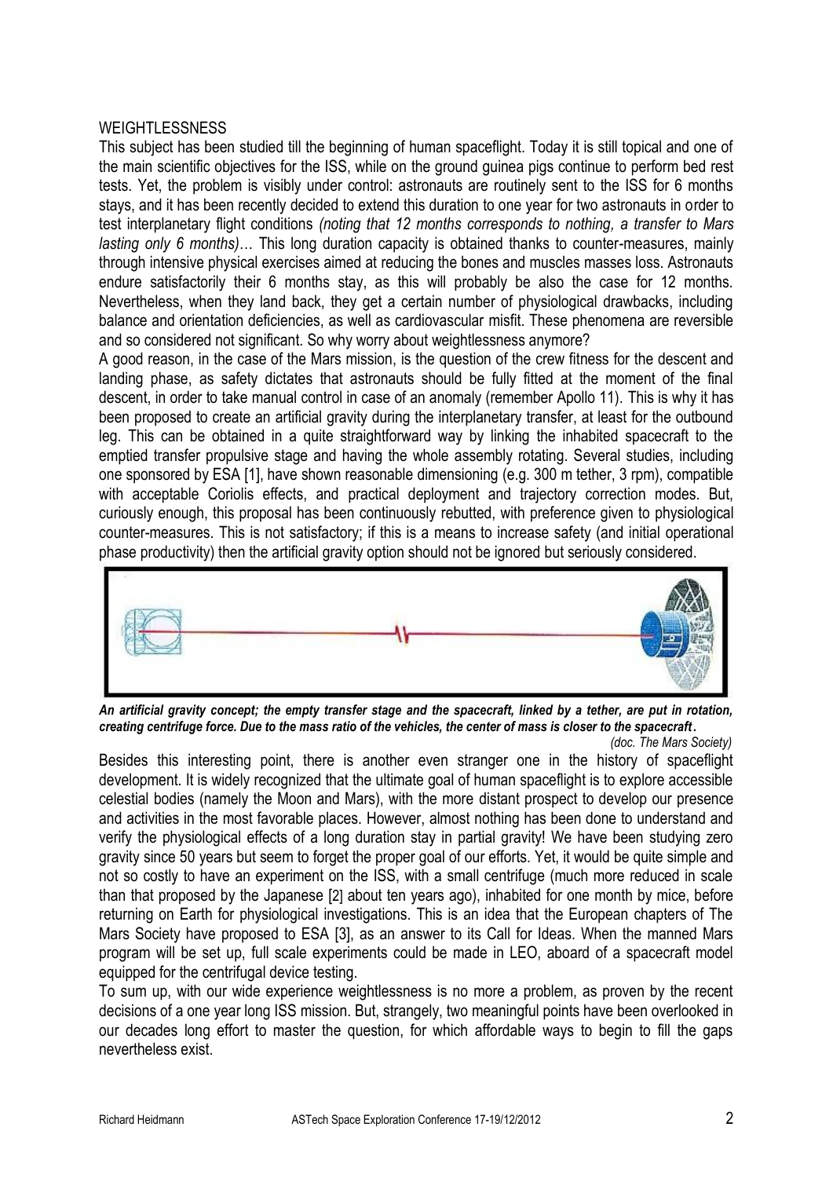WEIGHTLESSNESS

This subject has been studied till the beginning of human spaceflight. Today it is still topical and one of the main scientific objectives for the ISS, while on the ground guinea pigs continue to perform bed rest tests. Yet, the problem is visibly under control: astronauts are routinely sent to the ISS for 6 months stays, and it has been recently decided to extend this duration to one year for two astronauts in order to test interplanetary flight conditions *(noting that 12 months corresponds to nothing, a transfer to Mars lasting only 6 months)*… This long duration capacity is obtained thanks to counter-measures, mainly through intensive physical exercises aimed at reducing the bones and muscles masses loss. Astronauts endure satisfactorily their 6 months stay, as this will probably be also the case for 12 months. Nevertheless, when they land back, they get a certain number of physiological drawbacks, including balance and orientation deficiencies, as well as cardiovascular misfit. These phenomena are reversible and so considered not significant. So why worry about weightlessness anymore?

A good reason, in the case of the Mars mission, is the question of the crew fitness for the descent and landing phase, as safety dictates that astronauts should be fully fitted at the moment of the final descent, in order to take manual control in case of an anomaly (remember Apollo 11). This is why it has been proposed to create an artificial gravity during the interplanetary transfer, at least for the outbound leg. This can be obtained in a quite straightforward way by linking the inhabited spacecraft to the emptied transfer propulsive stage and having the whole assembly rotating. Several studies, including one sponsored by ESA [1], have shown reasonable dimensioning (e.g. 300 m tether, 3 rpm), compatible with acceptable Coriolis effects, and practical deployment and trajectory correction modes. But, curiously enough, this proposal has been continuously rebutted, with preference given to physiological counter-measures. This is not satisfactory; if this is a means to increase safety (and initial operational phase productivity) then the artificial gravity option should not be ignored but seriously considered.

***An artificial gravity concept; the empty transfer stage and the spacecraft, linked by a tether, are put in rotation, creating centrifuge force. Due to the mass ratio of the vehicles, the center of mass is closer to the spacecraft.***

*(doc. The Mars Society)*

Besides this interesting point, there is another even stranger one in the history of spaceflight development. It is widely recognized that the ultimate goal of human spaceflight is to explore accessible celestial bodies (namely the Moon and Mars), with the more distant prospect to develop our presence and activities in the most favorable places. However, almost nothing has been done to understand and verify the physiological effects of a long duration stay in partial gravity! We have been studying zero gravity since 50 years but seem to forget the proper goal of our efforts. Yet, it would be quite simple and not so costly to have an experiment on the ISS, with a small centrifuge (much more reduced in scale than that proposed by the Japanese [2] about ten years ago), inhabited for one month by mice, before returning on Earth for physiological investigations. This is an idea that the European chapters of The Mars Society have proposed to ESA [3], as an answer to its Call for Ideas. When the manned Mars program will be set up, full scale experiments could be made in LEO, aboard of a spacecraft model equipped for the centrifugal device testing.

To sum up, with our wide experience weightlessness is no more a problem, as proven by the recent decisions of a one year long ISS mission. But, strangely, two meaningful points have been overlooked in our decades long effort to master the question, for which affordable ways to begin to fill the gaps nevertheless exist.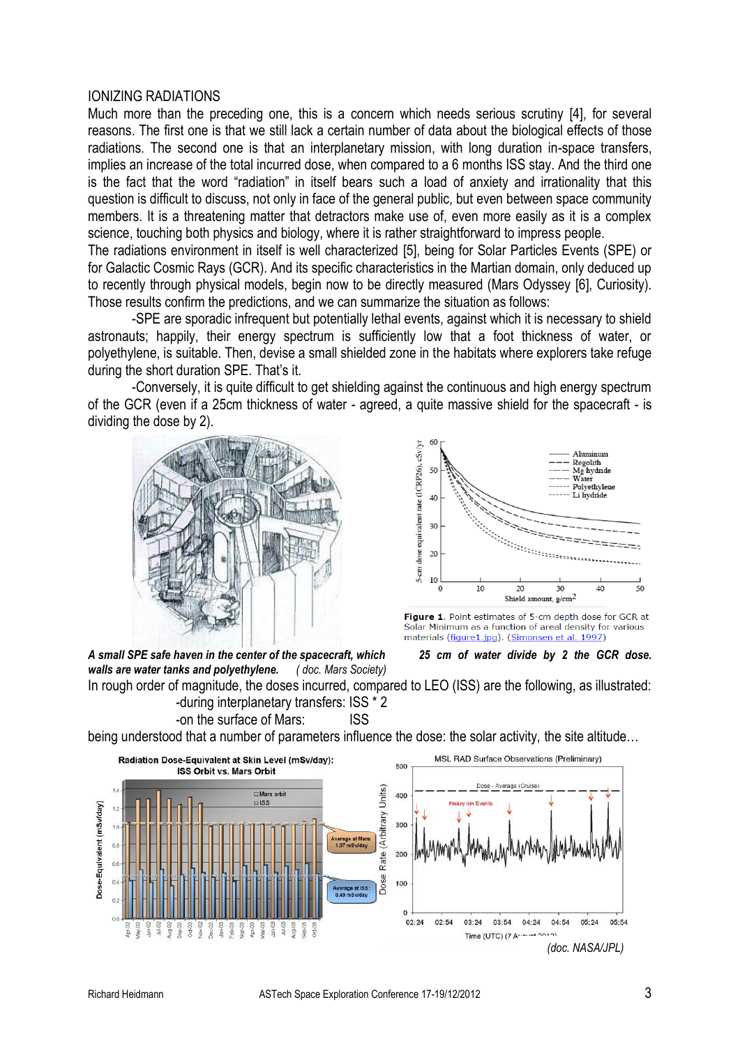IONIZING RADIATIONS

Much more than the preceding one, this is a concern which needs serious scrutiny [4], for several reasons. The first one is that we still lack a certain number of data about the biological effects of those radiations. The second one is that an interplanetary mission, with long duration in-space transfers, implies an increase of the total incurred dose, when compared to a 6 months ISS stay. And the third one is the fact that the word "radiation" in itself bears such a load of anxiety and irrationality that this question is difficult to discuss, not only in face of the general public, but even between space community members. It is a threatening matter that detractors make use of, even more easily as it is a complex science, touching both physics and biology, where it is rather straightforward to impress people.

The radiations environment in itself is well characterized [5], being for Solar Particles Events (SPE) or for Galactic Cosmic Rays (GCR). And its specific characteristics in the Martian domain, only deduced up to recently through physical models, begin now to be directly measured (Mars Odyssey [6], Curiosity). Those results confirm the predictions, and we can summarize the situation as follows:

-SPE are sporadic infrequent but potentially lethal events, against which it is necessary to shield astronauts; happily, their energy spectrum is sufficiently low that a foot thickness of water, or polyethylene, is suitable. Then, devise a small shielded zone in the habitats where explorers take refuge during the short duration SPE. That's it.

-Conversely, it is quite difficult to get shielding against the continuous and high energy spectrum of the GCR (even if a 25cm thickness of water - agreed, a quite massive shield for the spacecraft - is dividing the dose by 2).

***A small SPE safe haven in the center of the spacecraft, which walls are water tanks and polyethylene.*** *( doc. Mars Society)*

**Figure 1**. Point estimates of 5-cm depth dose for GCR at Solar Minimum as a function of areal density for various materials (figure1.jpg). (Simonsen et al. 1997)

***25 cm of water divide by 2 the GCR dose.***

In rough order of magnitude, the doses incurred, compared to LEO (ISS) are the following, as illustrated:

- during interplanetary transfers: ISS * 2
- on the surface of Mars: ISS

being understood that a number of parameters influence the dose: the solar activity, the site altitude…

*(doc. NASA/JPL)*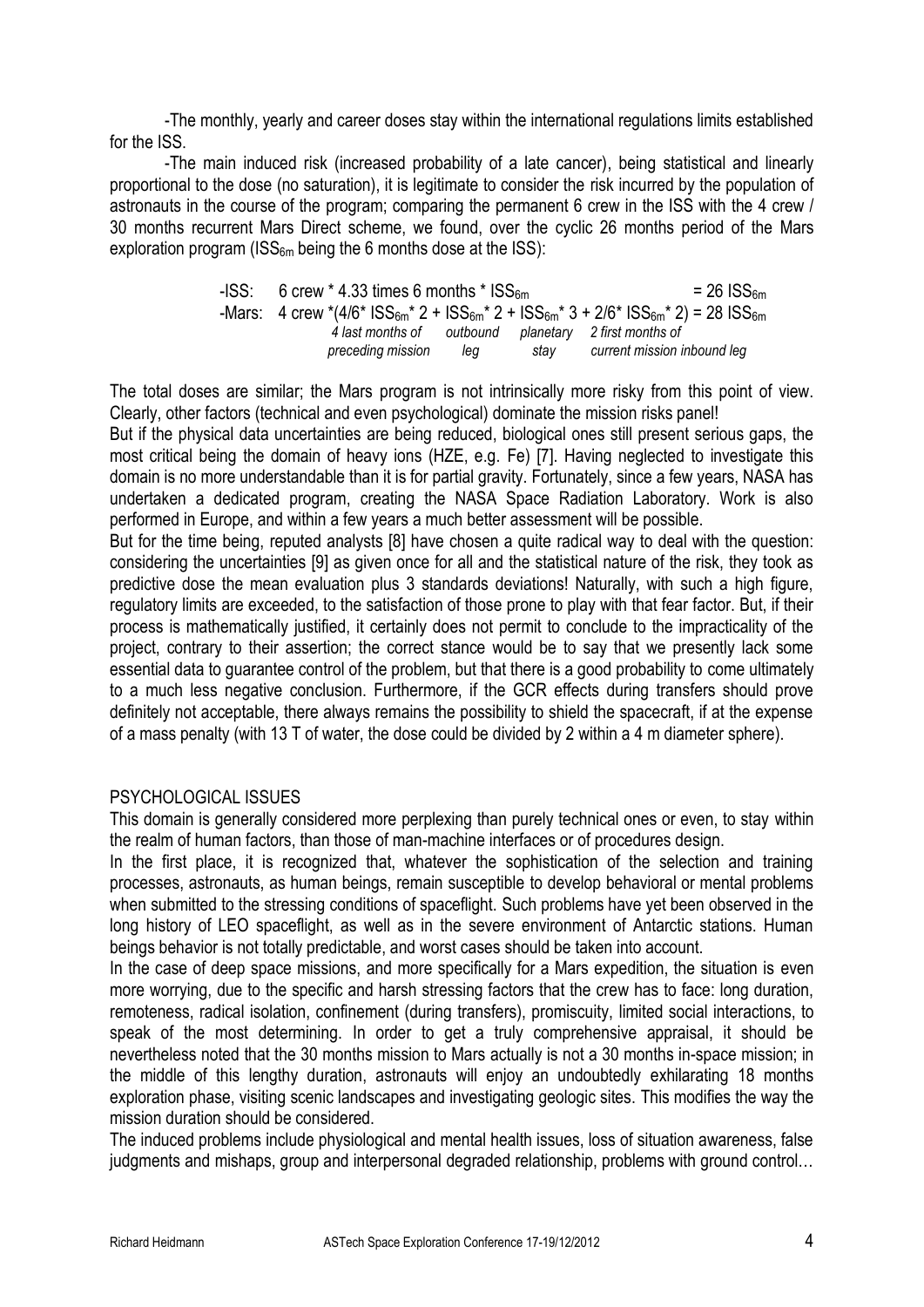-The monthly, yearly and career doses stay within the international regulations limits established for the ISS.

-The main induced risk (increased probability of a late cancer), being statistical and linearly proportional to the dose (no saturation), it is legitimate to consider the risk incurred by the population of astronauts in the course of the program; comparing the permanent 6 crew in the ISS with the 4 crew / 30 months recurrent Mars Direct scheme, we found, over the cyclic 26 months period of the Mars exploration program ($ISS_{6m}$ being the 6 months dose at the ISS):

-ISS: 6 crew * 4.33 times 6 months * $ISS_{6m}$ = 26 $ISS_{6m}$

-Mars: 4 crew *(4/6* $ISS_{6m}$* 2 + $ISS_{6m}$* 2 + $ISS_{6m}$* 3 + 2/6* $ISS_{6m}$* 2) = 28 $ISS_{6m}$

*4 last months of preceding mission* — *outbound leg* — *planetary stay* — *2 first months of current mission inbound leg*

The total doses are similar; the Mars program is not intrinsically more risky from this point of view. Clearly, other factors (technical and even psychological) dominate the mission risks panel!

But if the physical data uncertainties are being reduced, biological ones still present serious gaps, the most critical being the domain of heavy ions (HZE, e.g. Fe) [7]. Having neglected to investigate this domain is no more understandable than it is for partial gravity. Fortunately, since a few years, NASA has undertaken a dedicated program, creating the NASA Space Radiation Laboratory. Work is also performed in Europe, and within a few years a much better assessment will be possible.

But for the time being, reputed analysts [8] have chosen a quite radical way to deal with the question: considering the uncertainties [9] as given once for all and the statistical nature of the risk, they took as predictive dose the mean evaluation plus 3 standards deviations! Naturally, with such a high figure, regulatory limits are exceeded, to the satisfaction of those prone to play with that fear factor. But, if their process is mathematically justified, it certainly does not permit to conclude to the impracticality of the project, contrary to their assertion; the correct stance would be to say that we presently lack some essential data to guarantee control of the problem, but that there is a good probability to come ultimately to a much less negative conclusion. Furthermore, if the GCR effects during transfers should prove definitely not acceptable, there always remains the possibility to shield the spacecraft, if at the expense of a mass penalty (with 13 T of water, the dose could be divided by 2 within a 4 m diameter sphere).

## PSYCHOLOGICAL ISSUES

This domain is generally considered more perplexing than purely technical ones or even, to stay within the realm of human factors, than those of man-machine interfaces or of procedures design.

In the first place, it is recognized that, whatever the sophistication of the selection and training processes, astronauts, as human beings, remain susceptible to develop behavioral or mental problems when submitted to the stressing conditions of spaceflight. Such problems have yet been observed in the long history of LEO spaceflight, as well as in the severe environment of Antarctic stations. Human beings behavior is not totally predictable, and worst cases should be taken into account.

In the case of deep space missions, and more specifically for a Mars expedition, the situation is even more worrying, due to the specific and harsh stressing factors that the crew has to face: long duration, remoteness, radical isolation, confinement (during transfers), promiscuity, limited social interactions, to speak of the most determining. In order to get a truly comprehensive appraisal, it should be nevertheless noted that the 30 months mission to Mars actually is not a 30 months in-space mission; in the middle of this lengthy duration, astronauts will enjoy an undoubtedly exhilarating 18 months exploration phase, visiting scenic landscapes and investigating geologic sites. This modifies the way the mission duration should be considered.

The induced problems include physiological and mental health issues, loss of situation awareness, false judgments and mishaps, group and interpersonal degraded relationship, problems with ground control…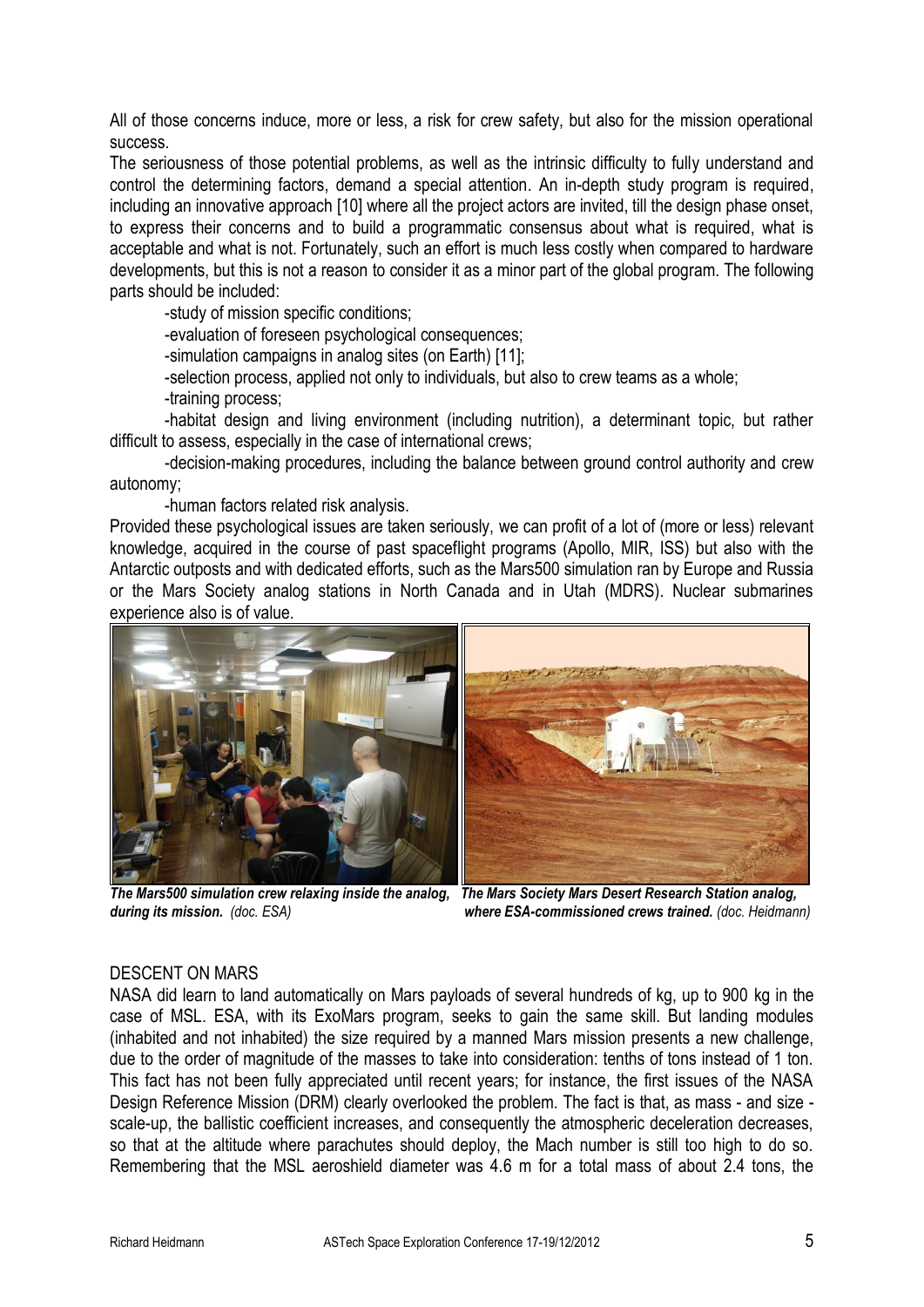All of those concerns induce, more or less, a risk for crew safety, but also for the mission operational success.

The seriousness of those potential problems, as well as the intrinsic difficulty to fully understand and control the determining factors, demand a special attention. An in-depth study program is required, including an innovative approach [10] where all the project actors are invited, till the design phase onset, to express their concerns and to build a programmatic consensus about what is required, what is acceptable and what is not. Fortunately, such an effort is much less costly when compared to hardware developments, but this is not a reason to consider it as a minor part of the global program. The following parts should be included:

-study of mission specific conditions;

-evaluation of foreseen psychological consequences;

-simulation campaigns in analog sites (on Earth) [11];

-selection process, applied not only to individuals, but also to crew teams as a whole;

-training process;

-habitat design and living environment (including nutrition), a determinant topic, but rather difficult to assess, especially in the case of international crews;

-decision-making procedures, including the balance between ground control authority and crew autonomy;

-human factors related risk analysis.

Provided these psychological issues are taken seriously, we can profit of a lot of (more or less) relevant knowledge, acquired in the course of past spaceflight programs (Apollo, MIR, ISS) but also with the Antarctic outposts and with dedicated efforts, such as the Mars500 simulation ran by Europe and Russia or the Mars Society analog stations in North Canada and in Utah (MDRS). Nuclear submarines experience also is of value.

***The Mars500 simulation crew relaxing inside the analog, during its mission.*** *(doc. ESA)*

***The Mars Society Mars Desert Research Station analog, where ESA-commissioned crews trained.*** *(doc. Heidmann)*

## DESCENT ON MARS

NASA did learn to land automatically on Mars payloads of several hundreds of kg, up to 900 kg in the case of MSL. ESA, with its ExoMars program, seeks to gain the same skill. But landing modules (inhabited and not inhabited) the size required by a manned Mars mission presents a new challenge, due to the order of magnitude of the masses to take into consideration: tenths of tons instead of 1 ton. This fact has not been fully appreciated until recent years; for instance, the first issues of the NASA Design Reference Mission (DRM) clearly overlooked the problem. The fact is that, as mass - and size - scale-up, the ballistic coefficient increases, and consequently the atmospheric deceleration decreases, so that at the altitude where parachutes should deploy, the Mach number is still too high to do so. Remembering that the MSL aeroshield diameter was 4.6 m for a total mass of about 2.4 tons, the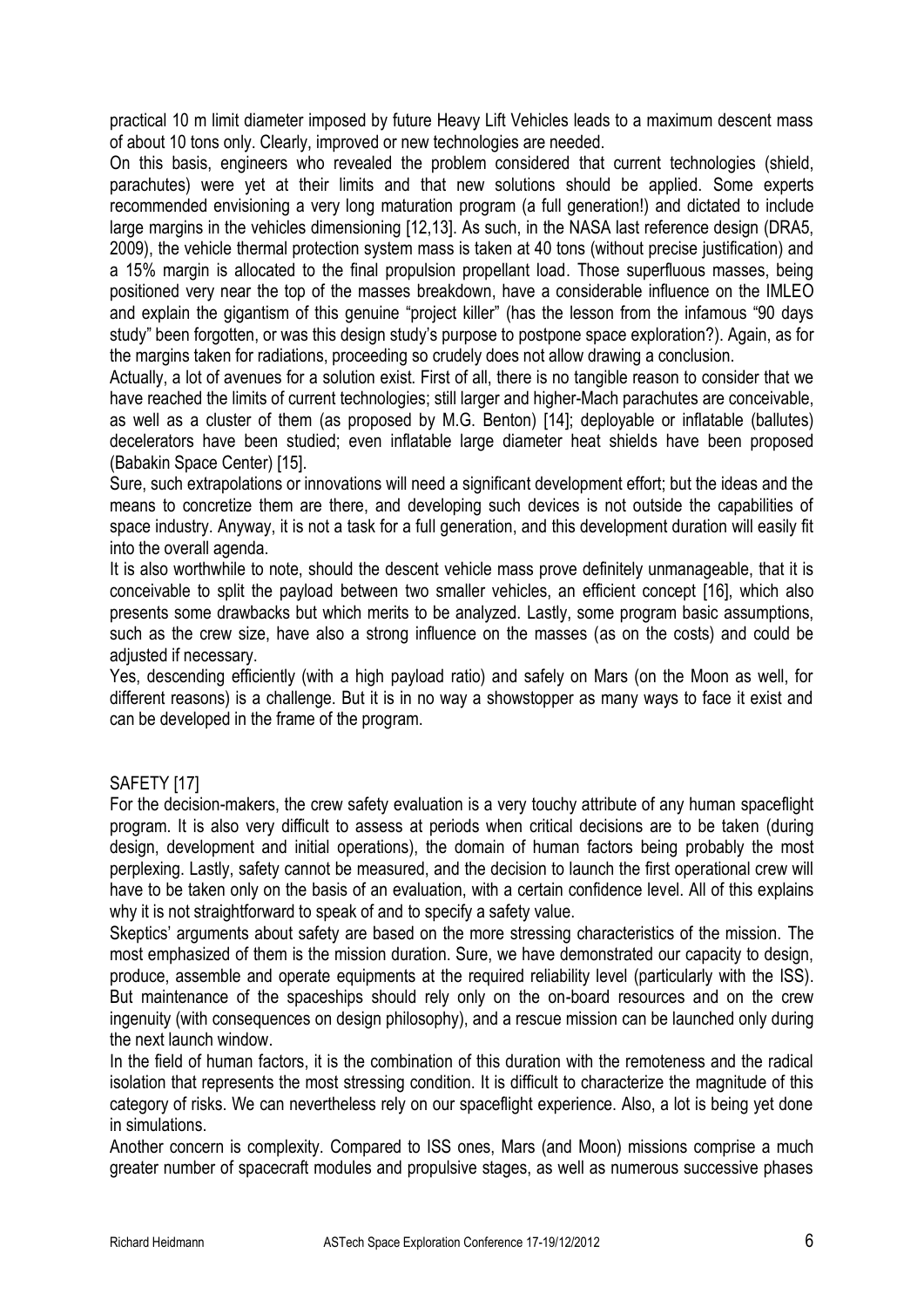practical 10 m limit diameter imposed by future Heavy Lift Vehicles leads to a maximum descent mass of about 10 tons only. Clearly, improved or new technologies are needed.

On this basis, engineers who revealed the problem considered that current technologies (shield, parachutes) were yet at their limits and that new solutions should be applied. Some experts recommended envisioning a very long maturation program (a full generation!) and dictated to include large margins in the vehicles dimensioning [12,13]. As such, in the NASA last reference design (DRA5, 2009), the vehicle thermal protection system mass is taken at 40 tons (without precise justification) and a 15% margin is allocated to the final propulsion propellant load. Those superfluous masses, being positioned very near the top of the masses breakdown, have a considerable influence on the IMLEO and explain the gigantism of this genuine "project killer" (has the lesson from the infamous "90 days study" been forgotten, or was this design study's purpose to postpone space exploration?). Again, as for the margins taken for radiations, proceeding so crudely does not allow drawing a conclusion.

Actually, a lot of avenues for a solution exist. First of all, there is no tangible reason to consider that we have reached the limits of current technologies; still larger and higher-Mach parachutes are conceivable, as well as a cluster of them (as proposed by M.G. Benton) [14]; deployable or inflatable (ballutes) decelerators have been studied; even inflatable large diameter heat shields have been proposed (Babakin Space Center) [15].

Sure, such extrapolations or innovations will need a significant development effort; but the ideas and the means to concretize them are there, and developing such devices is not outside the capabilities of space industry. Anyway, it is not a task for a full generation, and this development duration will easily fit into the overall agenda.

It is also worthwhile to note, should the descent vehicle mass prove definitely unmanageable, that it is conceivable to split the payload between two smaller vehicles, an efficient concept [16], which also presents some drawbacks but which merits to be analyzed. Lastly, some program basic assumptions, such as the crew size, have also a strong influence on the masses (as on the costs) and could be adjusted if necessary.

Yes, descending efficiently (with a high payload ratio) and safely on Mars (on the Moon as well, for different reasons) is a challenge. But it is in no way a showstopper as many ways to face it exist and can be developed in the frame of the program.

## SAFETY [17]

For the decision-makers, the crew safety evaluation is a very touchy attribute of any human spaceflight program. It is also very difficult to assess at periods when critical decisions are to be taken (during design, development and initial operations), the domain of human factors being probably the most perplexing. Lastly, safety cannot be measured, and the decision to launch the first operational crew will have to be taken only on the basis of an evaluation, with a certain confidence level. All of this explains why it is not straightforward to speak of and to specify a safety value.

Skeptics' arguments about safety are based on the more stressing characteristics of the mission. The most emphasized of them is the mission duration. Sure, we have demonstrated our capacity to design, produce, assemble and operate equipments at the required reliability level (particularly with the ISS). But maintenance of the spaceships should rely only on the on-board resources and on the crew ingenuity (with consequences on design philosophy), and a rescue mission can be launched only during the next launch window.

In the field of human factors, it is the combination of this duration with the remoteness and the radical isolation that represents the most stressing condition. It is difficult to characterize the magnitude of this category of risks. We can nevertheless rely on our spaceflight experience. Also, a lot is being yet done in simulations.

Another concern is complexity. Compared to ISS ones, Mars (and Moon) missions comprise a much greater number of spacecraft modules and propulsive stages, as well as numerous successive phases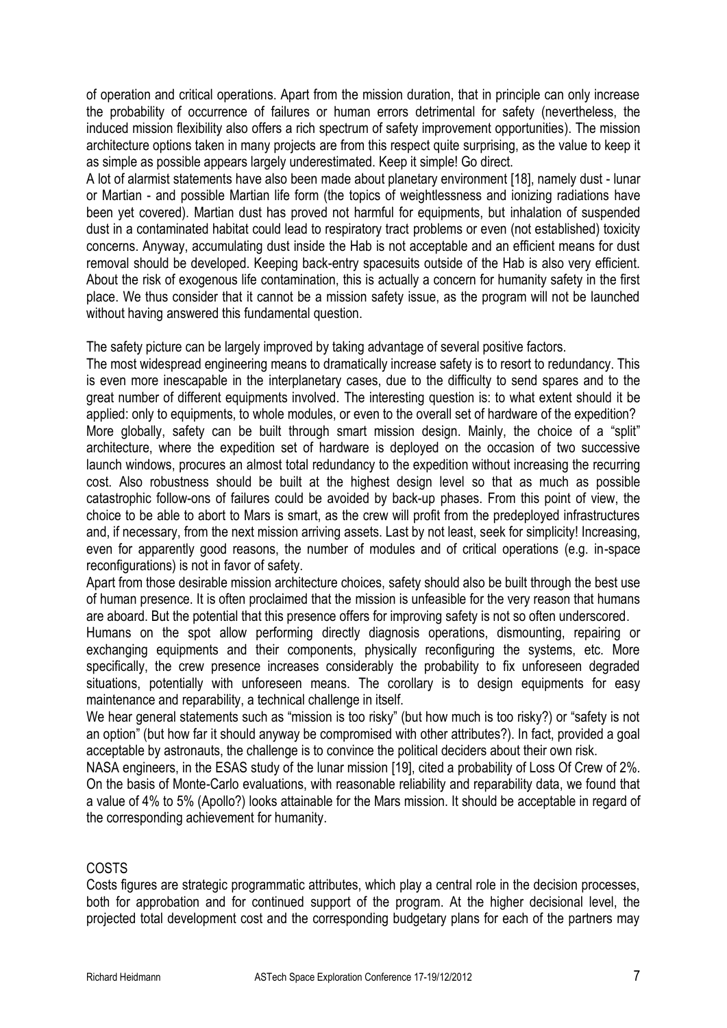of operation and critical operations. Apart from the mission duration, that in principle can only increase the probability of occurrence of failures or human errors detrimental for safety (nevertheless, the induced mission flexibility also offers a rich spectrum of safety improvement opportunities). The mission architecture options taken in many projects are from this respect quite surprising, as the value to keep it as simple as possible appears largely underestimated. Keep it simple! Go direct.

A lot of alarmist statements have also been made about planetary environment [18], namely dust - lunar or Martian - and possible Martian life form (the topics of weightlessness and ionizing radiations have been yet covered). Martian dust has proved not harmful for equipments, but inhalation of suspended dust in a contaminated habitat could lead to respiratory tract problems or even (not established) toxicity concerns. Anyway, accumulating dust inside the Hab is not acceptable and an efficient means for dust removal should be developed. Keeping back-entry spacesuits outside of the Hab is also very efficient. About the risk of exogenous life contamination, this is actually a concern for humanity safety in the first place. We thus consider that it cannot be a mission safety issue, as the program will not be launched without having answered this fundamental question.

The safety picture can be largely improved by taking advantage of several positive factors.

The most widespread engineering means to dramatically increase safety is to resort to redundancy. This is even more inescapable in the interplanetary cases, due to the difficulty to send spares and to the great number of different equipments involved. The interesting question is: to what extent should it be applied: only to equipments, to whole modules, or even to the overall set of hardware of the expedition?

More globally, safety can be built through smart mission design. Mainly, the choice of a "split" architecture, where the expedition set of hardware is deployed on the occasion of two successive launch windows, procures an almost total redundancy to the expedition without increasing the recurring cost. Also robustness should be built at the highest design level so that as much as possible catastrophic follow-ons of failures could be avoided by back-up phases. From this point of view, the choice to be able to abort to Mars is smart, as the crew will profit from the predeployed infrastructures and, if necessary, from the next mission arriving assets. Last by not least, seek for simplicity! Increasing, even for apparently good reasons, the number of modules and of critical operations (e.g. in-space reconfigurations) is not in favor of safety.

Apart from those desirable mission architecture choices, safety should also be built through the best use of human presence. It is often proclaimed that the mission is unfeasible for the very reason that humans are aboard. But the potential that this presence offers for improving safety is not so often underscored.

Humans on the spot allow performing directly diagnosis operations, dismounting, repairing or exchanging equipments and their components, physically reconfiguring the systems, etc. More specifically, the crew presence increases considerably the probability to fix unforeseen degraded situations, potentially with unforeseen means. The corollary is to design equipments for easy maintenance and reparability, a technical challenge in itself.

We hear general statements such as "mission is too risky" (but how much is too risky?) or "safety is not an option" (but how far it should anyway be compromised with other attributes?). In fact, provided a goal acceptable by astronauts, the challenge is to convince the political deciders about their own risk.

NASA engineers, in the ESAS study of the lunar mission [19], cited a probability of Loss Of Crew of 2%. On the basis of Monte-Carlo evaluations, with reasonable reliability and reparability data, we found that a value of 4% to 5% (Apollo?) looks attainable for the Mars mission. It should be acceptable in regard of the corresponding achievement for humanity.

## COSTS

Costs figures are strategic programmatic attributes, which play a central role in the decision processes, both for approbation and for continued support of the program. At the higher decisional level, the projected total development cost and the corresponding budgetary plans for each of the partners may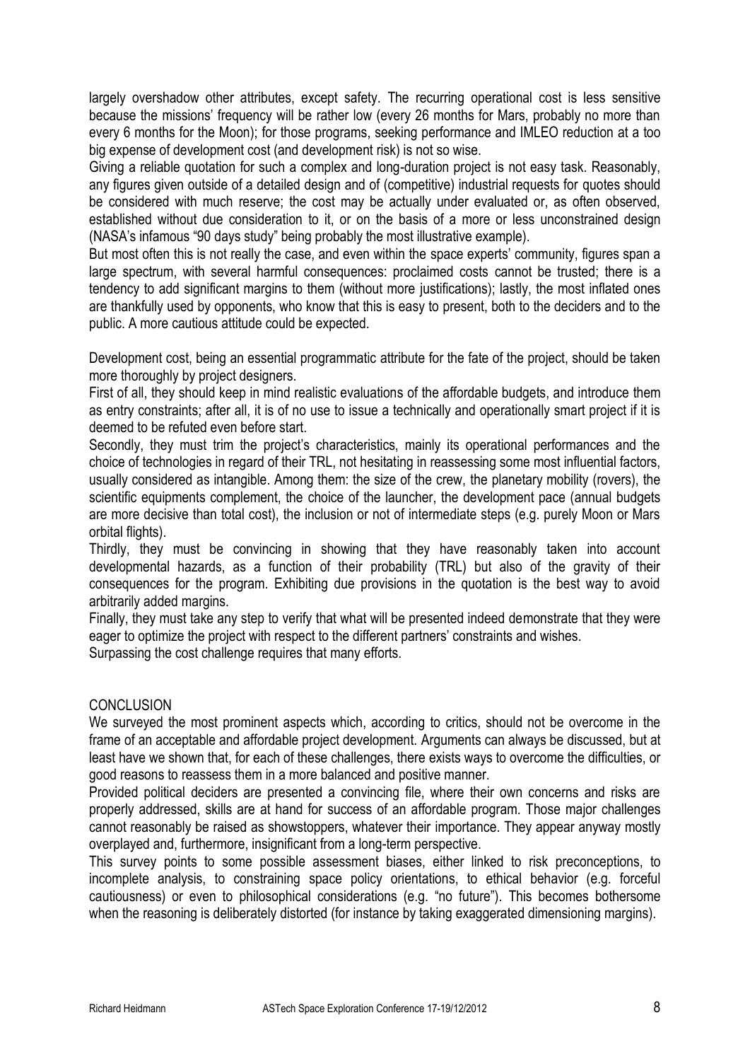largely overshadow other attributes, except safety. The recurring operational cost is less sensitive because the missions' frequency will be rather low (every 26 months for Mars, probably no more than every 6 months for the Moon); for those programs, seeking performance and IMLEO reduction at a too big expense of development cost (and development risk) is not so wise.

Giving a reliable quotation for such a complex and long-duration project is not easy task. Reasonably, any figures given outside of a detailed design and of (competitive) industrial requests for quotes should be considered with much reserve; the cost may be actually under evaluated or, as often observed, established without due consideration to it, or on the basis of a more or less unconstrained design (NASA's infamous "90 days study" being probably the most illustrative example).

But most often this is not really the case, and even within the space experts' community, figures span a large spectrum, with several harmful consequences: proclaimed costs cannot be trusted; there is a tendency to add significant margins to them (without more justifications); lastly, the most inflated ones are thankfully used by opponents, who know that this is easy to present, both to the deciders and to the public. A more cautious attitude could be expected.

Development cost, being an essential programmatic attribute for the fate of the project, should be taken more thoroughly by project designers.

First of all, they should keep in mind realistic evaluations of the affordable budgets, and introduce them as entry constraints; after all, it is of no use to issue a technically and operationally smart project if it is deemed to be refuted even before start.

Secondly, they must trim the project's characteristics, mainly its operational performances and the choice of technologies in regard of their TRL, not hesitating in reassessing some most influential factors, usually considered as intangible. Among them: the size of the crew, the planetary mobility (rovers), the scientific equipments complement, the choice of the launcher, the development pace (annual budgets are more decisive than total cost), the inclusion or not of intermediate steps (e.g. purely Moon or Mars orbital flights).

Thirdly, they must be convincing in showing that they have reasonably taken into account developmental hazards, as a function of their probability (TRL) but also of the gravity of their consequences for the program. Exhibiting due provisions in the quotation is the best way to avoid arbitrarily added margins.

Finally, they must take any step to verify that what will be presented indeed demonstrate that they were eager to optimize the project with respect to the different partners' constraints and wishes.

Surpassing the cost challenge requires that many efforts.

## CONCLUSION

We surveyed the most prominent aspects which, according to critics, should not be overcome in the frame of an acceptable and affordable project development. Arguments can always be discussed, but at least have we shown that, for each of these challenges, there exists ways to overcome the difficulties, or good reasons to reassess them in a more balanced and positive manner.

Provided political deciders are presented a convincing file, where their own concerns and risks are properly addressed, skills are at hand for success of an affordable program. Those major challenges cannot reasonably be raised as showstoppers, whatever their importance. They appear anyway mostly overplayed and, furthermore, insignificant from a long-term perspective.

This survey points to some possible assessment biases, either linked to risk preconceptions, to incomplete analysis, to constraining space policy orientations, to ethical behavior (e.g. forceful cautiousness) or even to philosophical considerations (e.g. "no future"). This becomes bothersome when the reasoning is deliberately distorted (for instance by taking exaggerated dimensioning margins).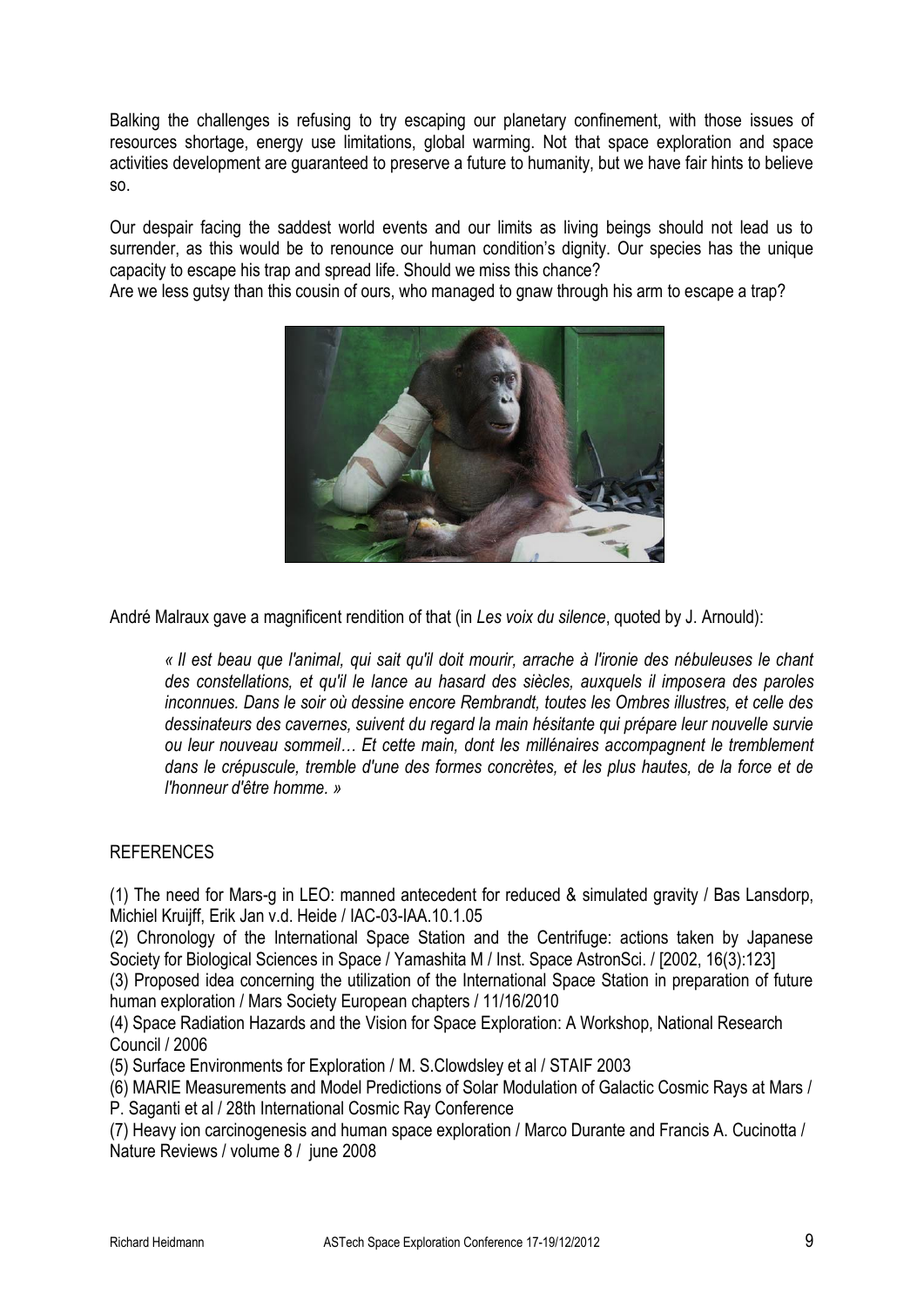Balking the challenges is refusing to try escaping our planetary confinement, with those issues of resources shortage, energy use limitations, global warming. Not that space exploration and space activities development are guaranteed to preserve a future to humanity, but we have fair hints to believe so.

Our despair facing the saddest world events and our limits as living beings should not lead us to surrender, as this would be to renounce our human condition's dignity. Our species has the unique capacity to escape his trap and spread life. Should we miss this chance?
Are we less gutsy than this cousin of ours, who managed to gnaw through his arm to escape a trap?

André Malraux gave a magnificent rendition of that (in *Les voix du silence*, quoted by J. Arnould):

> *« Il est beau que l'animal, qui sait qu'il doit mourir, arrache à l'ironie des nébuleuses le chant des constellations, et qu'il le lance au hasard des siècles, auxquels il imposera des paroles inconnues. Dans le soir où dessine encore Rembrandt, toutes les Ombres illustres, et celle des dessinateurs des cavernes, suivent du regard la main hésitante qui prépare leur nouvelle survie ou leur nouveau sommeil… Et cette main, dont les millénaires accompagnent le tremblement dans le crépuscule, tremble d'une des formes concrètes, et les plus hautes, de la force et de l'honneur d'être homme. »*

## REFERENCES

(1) The need for Mars-g in LEO: manned antecedent for reduced & simulated gravity / Bas Lansdorp, Michiel Kruijff, Erik Jan v.d. Heide / IAC-03-IAA.10.1.05

(2) Chronology of the International Space Station and the Centrifuge: actions taken by Japanese Society for Biological Sciences in Space / Yamashita M / Inst. Space AstronSci. / [2002, 16(3):123]

(3) Proposed idea concerning the utilization of the International Space Station in preparation of future human exploration / Mars Society European chapters / 11/16/2010

(4) Space Radiation Hazards and the Vision for Space Exploration: A Workshop, National Research Council / 2006

(5) Surface Environments for Exploration / M. S.Clowdsley et al / STAIF 2003

(6) MARIE Measurements and Model Predictions of Solar Modulation of Galactic Cosmic Rays at Mars / P. Saganti et al / 28th International Cosmic Ray Conference

(7) Heavy ion carcinogenesis and human space exploration / Marco Durante and Francis A. Cucinotta / Nature Reviews / volume 8 / june 2008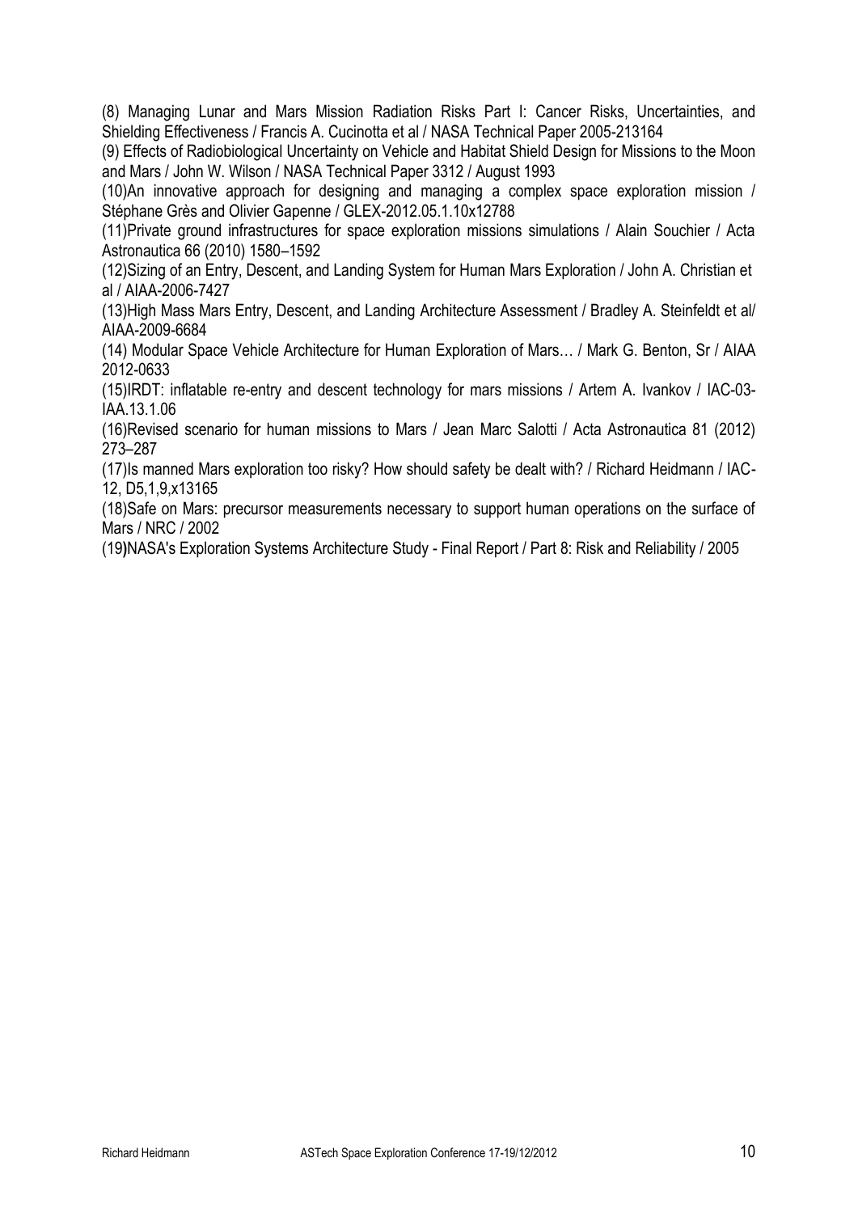(8) Managing Lunar and Mars Mission Radiation Risks Part I: Cancer Risks, Uncertainties, and Shielding Effectiveness / Francis A. Cucinotta et al / NASA Technical Paper 2005-213164

(9) Effects of Radiobiological Uncertainty on Vehicle and Habitat Shield Design for Missions to the Moon and Mars / John W. Wilson / NASA Technical Paper 3312 / August 1993

(10)An innovative approach for designing and managing a complex space exploration mission / Stéphane Grès and Olivier Gapenne / GLEX-2012.05.1.10x12788

(11)Private ground infrastructures for space exploration missions simulations / Alain Souchier / Acta Astronautica 66 (2010) 1580–1592

(12)Sizing of an Entry, Descent, and Landing System for Human Mars Exploration / John A. Christian et al / AIAA-2006-7427

(13)High Mass Mars Entry, Descent, and Landing Architecture Assessment / Bradley A. Steinfeldt et al/ AIAA-2009-6684

(14) Modular Space Vehicle Architecture for Human Exploration of Mars… / Mark G. Benton, Sr / AIAA 2012-0633

(15)IRDT: inflatable re-entry and descent technology for mars missions / Artem A. Ivankov / IAC-03-IAA.13.1.06

(16)Revised scenario for human missions to Mars / Jean Marc Salotti / Acta Astronautica 81 (2012) 273–287

(17)Is manned Mars exploration too risky? How should safety be dealt with? / Richard Heidmann / IAC-12, D5,1,9,x13165

(18)Safe on Mars: precursor measurements necessary to support human operations on the surface of Mars / NRC / 2002

(19)NASA's Exploration Systems Architecture Study - Final Report / Part 8: Risk and Reliability / 2005